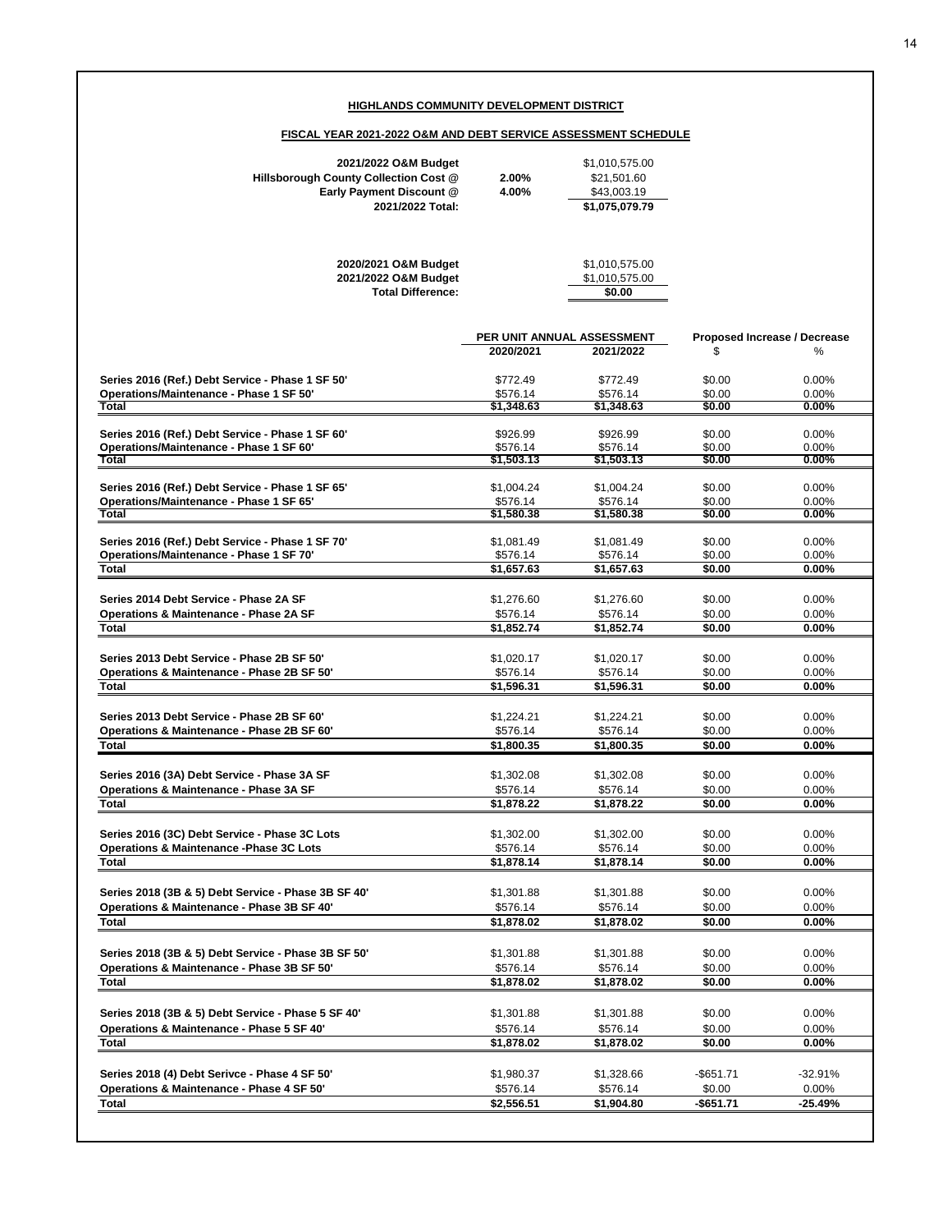**HIGHLANDS COMMUNITY DEVELOPMENT DISTRICT**

**FISCAL YEAR 2021-2022 O&M AND DEBT SERVICE ASSESSMENT SCHEDULE**

| | | |
|---|---|---|
| **2021/2022 O&M Budget** | | $1,010,575.00 |
| **Hillsborough County Collection Cost @** | **2.00%** | $21,501.60 |
| **Early Payment Discount @** | **4.00%** | $43,003.19 |
| **2021/2022 Total:** | | **$1,075,079.79** |

| | |
|---|---|
| **2020/2021 O&M Budget** | $1,010,575.00 |
| **2021/2022 O&M Budget** | $1,010,575.00 |
| **Total Difference:** | **$0.00** |

| | PER UNIT ANNUAL ASSESSMENT | | Proposed Increase / Decrease | |
|---|---|---|---|---|
| | **2020/2021** | **2021/2022** | $ | % |
| **Series 2016 (Ref.) Debt Service - Phase 1 SF 50'** | $772.49 | $772.49 | $0.00 | 0.00% |
| **Operations/Maintenance - Phase 1 SF 50'** | $576.14 | $576.14 | $0.00 | 0.00% |
| **Total** | **$1,348.63** | **$1,348.63** | **$0.00** | **0.00%** |
| **Series 2016 (Ref.) Debt Service - Phase 1 SF 60'** | $926.99 | $926.99 | $0.00 | 0.00% |
| **Operations/Maintenance - Phase 1 SF 60'** | $576.14 | $576.14 | $0.00 | 0.00% |
| **Total** | **$1,503.13** | **$1,503.13** | **$0.00** | **0.00%** |
| **Series 2016 (Ref.) Debt Service - Phase 1 SF 65'** | $1,004.24 | $1,004.24 | $0.00 | 0.00% |
| **Operations/Maintenance - Phase 1 SF 65'** | $576.14 | $576.14 | $0.00 | 0.00% |
| **Total** | **$1,580.38** | **$1,580.38** | **$0.00** | **0.00%** |
| **Series 2016 (Ref.) Debt Service - Phase 1 SF 70'** | $1,081.49 | $1,081.49 | $0.00 | 0.00% |
| **Operations/Maintenance - Phase 1 SF 70'** | $576.14 | $576.14 | $0.00 | 0.00% |
| **Total** | **$1,657.63** | **$1,657.63** | **$0.00** | **0.00%** |
| **Series 2014 Debt Service - Phase 2A SF** | $1,276.60 | $1,276.60 | $0.00 | 0.00% |
| **Operations & Maintenance - Phase 2A SF** | $576.14 | $576.14 | $0.00 | 0.00% |
| **Total** | **$1,852.74** | **$1,852.74** | **$0.00** | **0.00%** |
| **Series 2013 Debt Service - Phase 2B SF 50'** | $1,020.17 | $1,020.17 | $0.00 | 0.00% |
| **Operations & Maintenance - Phase 2B SF 50'** | $576.14 | $576.14 | $0.00 | 0.00% |
| **Total** | **$1,596.31** | **$1,596.31** | **$0.00** | **0.00%** |
| **Series 2013 Debt Service - Phase 2B SF 60'** | $1,224.21 | $1,224.21 | $0.00 | 0.00% |
| **Operations & Maintenance - Phase 2B SF 60'** | $576.14 | $576.14 | $0.00 | 0.00% |
| **Total** | **$1,800.35** | **$1,800.35** | **$0.00** | **0.00%** |
| **Series 2016 (3A) Debt Service - Phase 3A SF** | $1,302.08 | $1,302.08 | $0.00 | 0.00% |
| **Operations & Maintenance - Phase 3A SF** | $576.14 | $576.14 | $0.00 | 0.00% |
| **Total** | **$1,878.22** | **$1,878.22** | **$0.00** | **0.00%** |
| **Series 2016 (3C) Debt Service - Phase 3C Lots** | $1,302.00 | $1,302.00 | $0.00 | 0.00% |
| **Operations & Maintenance -Phase 3C Lots** | $576.14 | $576.14 | $0.00 | 0.00% |
| **Total** | **$1,878.14** | **$1,878.14** | **$0.00** | **0.00%** |
| **Series 2018 (3B & 5) Debt Service - Phase 3B SF 40'** | $1,301.88 | $1,301.88 | $0.00 | 0.00% |
| **Operations & Maintenance - Phase 3B SF 40'** | $576.14 | $576.14 | $0.00 | 0.00% |
| **Total** | **$1,878.02** | **$1,878.02** | **$0.00** | **0.00%** |
| **Series 2018 (3B & 5) Debt Service - Phase 3B SF 50'** | $1,301.88 | $1,301.88 | $0.00 | 0.00% |
| **Operations & Maintenance - Phase 3B SF 50'** | $576.14 | $576.14 | $0.00 | 0.00% |
| **Total** | **$1,878.02** | **$1,878.02** | **$0.00** | **0.00%** |
| **Series 2018 (3B & 5) Debt Service - Phase 5 SF 40'** | $1,301.88 | $1,301.88 | $0.00 | 0.00% |
| **Operations & Maintenance - Phase 5 SF 40'** | $576.14 | $576.14 | $0.00 | 0.00% |
| **Total** | **$1,878.02** | **$1,878.02** | **$0.00** | **0.00%** |
| **Series 2018 (4) Debt Serivce - Phase 4 SF 50'** | $1,980.37 | $1,328.66 | -$651.71 | -32.91% |
| **Operations & Maintenance - Phase 4 SF 50'** | $576.14 | $576.14 | $0.00 | 0.00% |
| **Total** | **$2,556.51** | **$1,904.80** | **-$651.71** | **-25.49%** |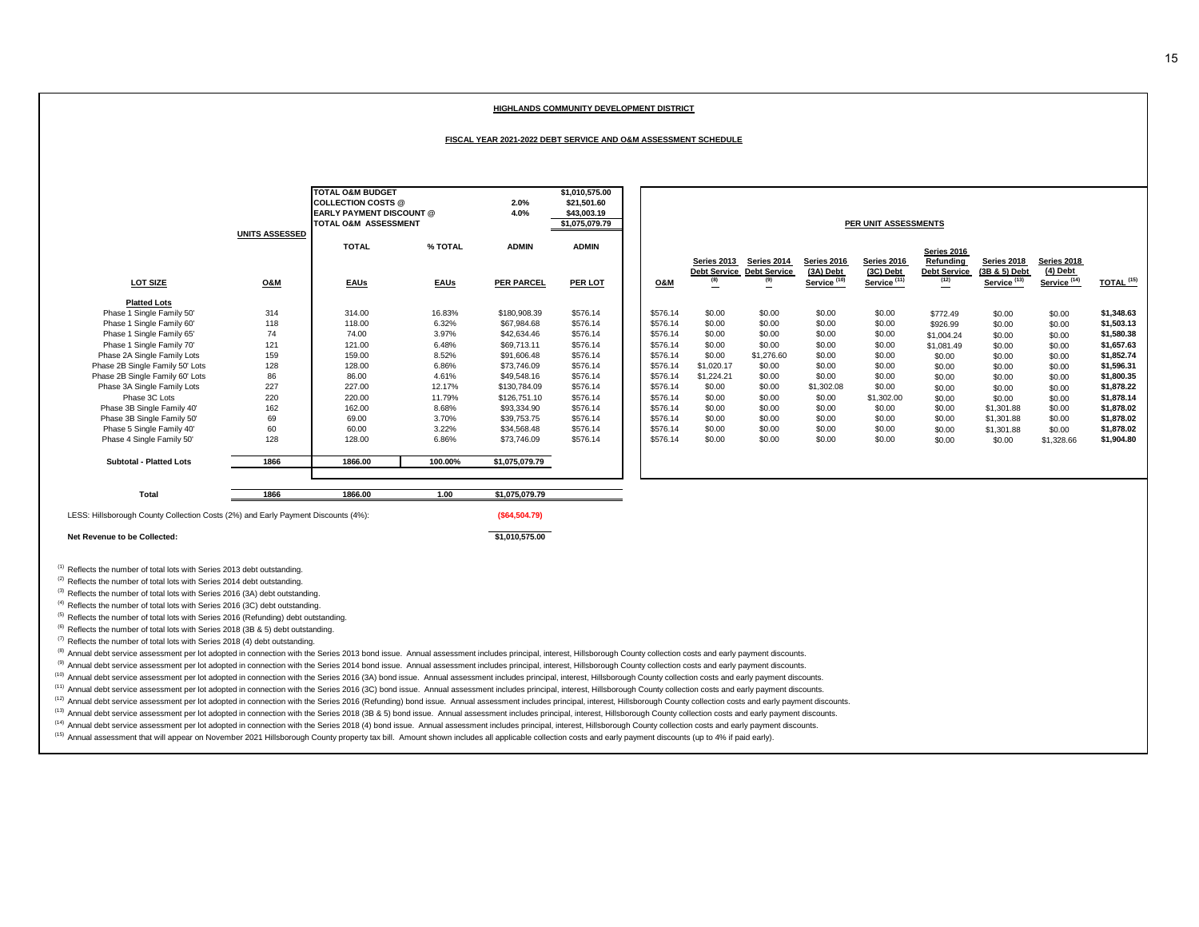**HIGHLANDS COMMUNITY DEVELOPMENT DISTRICT**

**FISCAL YEAR 2021-2022 DEBT SERVICE AND O&M ASSESSMENT SCHEDULE**

| | | | | | |
|---|---|---|---|---|---|
| TOTAL O&M BUDGET | | | $1,010,575.00 |
| COLLECTION COSTS @ | | 2.0% | $21,501.60 |
| EARLY PAYMENT DISCOUNT @ | | 4.0% | $43,003.19 |
| TOTAL O&M ASSESSMENT | | | $1,075,079.79 |

| | UNITS ASSESSED | TOTAL | % TOTAL | ADMIN | ADMIN | PER UNIT ASSESSMENTS | | | | | | | | |
|---|---|---|---|---|---|---|---|---|---|---|---|---|---|---|
| **LOT SIZE** | **O&M** | **EAUs** | **EAUs** | **PER PARCEL** | **PER LOT** | **O&M** | **Series 2013 Debt Service [8]** | **Series 2014 Debt Service [9]** | **Series 2016 (3A) Debt Service [10]** | **Series 2016 (3C) Debt Service [11]** | **Series 2016 Refunding Debt Service [12]** | **Series 2018 (3B & 5) Debt Service [13]** | **Series 2018 (4) Debt Service [14]** | **TOTAL [15]** |
| **Platted Lots** | | | | | | | | | | | | | | |
| Phase 1 Single Family 50' | 314 | 314.00 | 16.83% | $180,908.39 | $576.14 | $576.14 | $0.00 | $0.00 | $0.00 | $0.00 | $772.49 | $0.00 | $0.00 | $1,348.63 |
| Phase 1 Single Family 60' | 118 | 118.00 | 6.32% | $67,984.68 | $576.14 | $576.14 | $0.00 | $0.00 | $0.00 | $0.00 | $926.99 | $0.00 | $0.00 | $1,503.13 |
| Phase 1 Single Family 65' | 74 | 74.00 | 3.97% | $42,634.46 | $576.14 | $576.14 | $0.00 | $0.00 | $0.00 | $0.00 | $1,004.24 | $0.00 | $0.00 | $1,580.38 |
| Phase 1 Single Family 70' | 121 | 121.00 | 6.48% | $69,713.11 | $576.14 | $576.14 | $0.00 | $0.00 | $0.00 | $0.00 | $1,081.49 | $0.00 | $0.00 | $1,657.63 |
| Phase 2A Single Family Lots | 159 | 159.00 | 8.52% | $91,606.48 | $576.14 | $576.14 | $0.00 | $1,276.60 | $0.00 | $0.00 | $0.00 | $0.00 | $0.00 | $1,852.74 |
| Phase 2B Single Family 50' Lots | 128 | 128.00 | 6.86% | $73,746.09 | $576.14 | $576.14 | $1,020.17 | $0.00 | $0.00 | $0.00 | $0.00 | $0.00 | $0.00 | $1,596.31 |
| Phase 2B Single Family 60' Lots | 86 | 86.00 | 4.61% | $49,548.16 | $576.14 | $576.14 | $1,224.21 | $0.00 | $0.00 | $0.00 | $0.00 | $0.00 | $0.00 | $1,800.35 |
| Phase 3A Single Family Lots | 227 | 227.00 | 12.17% | $130,784.09 | $576.14 | $576.14 | $0.00 | $0.00 | $1,302.08 | $0.00 | $0.00 | $0.00 | $0.00 | $1,878.22 |
| Phase 3C Lots | 220 | 220.00 | 11.79% | $126,751.10 | $576.14 | $576.14 | $0.00 | $0.00 | $0.00 | $1,302.00 | $0.00 | $0.00 | $0.00 | $1,878.14 |
| Phase 3B Single Family 40' | 162 | 162.00 | 8.68% | $93,334.90 | $576.14 | $576.14 | $0.00 | $0.00 | $0.00 | $0.00 | $0.00 | $1,301.88 | $0.00 | $1,878.02 |
| Phase 3B Single Family 50' | 69 | 69.00 | 3.70% | $39,753.75 | $576.14 | $576.14 | $0.00 | $0.00 | $0.00 | $0.00 | $0.00 | $1,301.88 | $0.00 | $1,878.02 |
| Phase 5 Single Family 40' | 60 | 60.00 | 3.22% | $34,568.48 | $576.14 | $576.14 | $0.00 | $0.00 | $0.00 | $0.00 | $0.00 | $1,301.88 | $0.00 | $1,878.02 |
| Phase 4 Single Family 50' | 128 | 128.00 | 6.86% | $73,746.09 | $576.14 | $576.14 | $0.00 | $0.00 | $0.00 | $0.00 | $0.00 | $0.00 | $1,328.66 | $1,904.80 |
| **Subtotal - Platted Lots** | **1866** | **1866.00** | **100.00%** | **$1,075,079.79** | | | | | | | | | | |
| **Total** | **1866** | **1866.00** | **1.00** | **$1,075,079.79** | | | | | | | | | | |

LESS: Hillsborough County Collection Costs (2%) and Early Payment Discounts (4%): **($64,504.79)**

**Net Revenue to be Collected:** **$1,010,575.00**

[1] Reflects the number of total lots with Series 2013 debt outstanding.
[2] Reflects the number of total lots with Series 2014 debt outstanding.
[3] Reflects the number of total lots with Series 2016 (3A) debt outstanding.
[4] Reflects the number of total lots with Series 2016 (3C) debt outstanding.
[5] Reflects the number of total lots with Series 2016 (Refunding) debt outstanding.
[6] Reflects the number of total lots with Series 2018 (3B & 5) debt outstanding.
[7] Reflects the number of total lots with Series 2018 (4) debt outstanding.
[8] Annual debt service assessment per lot adopted in connection with the Series 2013 bond issue. Annual assessment includes principal, interest, Hillsborough County collection costs and early payment discounts.
[9] Annual debt service assessment per lot adopted in connection with the Series 2014 bond issue. Annual assessment includes principal, interest, Hillsborough County collection costs and early payment discounts.
[10] Annual debt service assessment per lot adopted in connection with the Series 2016 (3A) bond issue. Annual assessment includes principal, interest, Hillsborough County collection costs and early payment discounts.
[11] Annual debt service assessment per lot adopted in connection with the Series 2016 (3C) bond issue. Annual assessment includes principal, interest, Hillsborough County collection costs and early payment discounts.
[12] Annual debt service assessment per lot adopted in connection with the Series 2016 (Refunding) bond issue. Annual assessment includes principal, interest, Hillsborough County collection costs and early payment discounts.
[13] Annual debt service assessment per lot adopted in connection with the Series 2018 (3B & 5) bond issue. Annual assessment includes principal, interest, Hillsborough County collection costs and early payment discounts.
[14] Annual debt service assessment per lot adopted in connection with the Series 2018 (4) bond issue. Annual assessment includes principal, interest, Hillsborough County collection costs and early payment discounts.
[15] Annual assessment that will appear on November 2021 Hillsborough County property tax bill. Amount shown includes all applicable collection costs and early payment discounts (up to 4% if paid early).